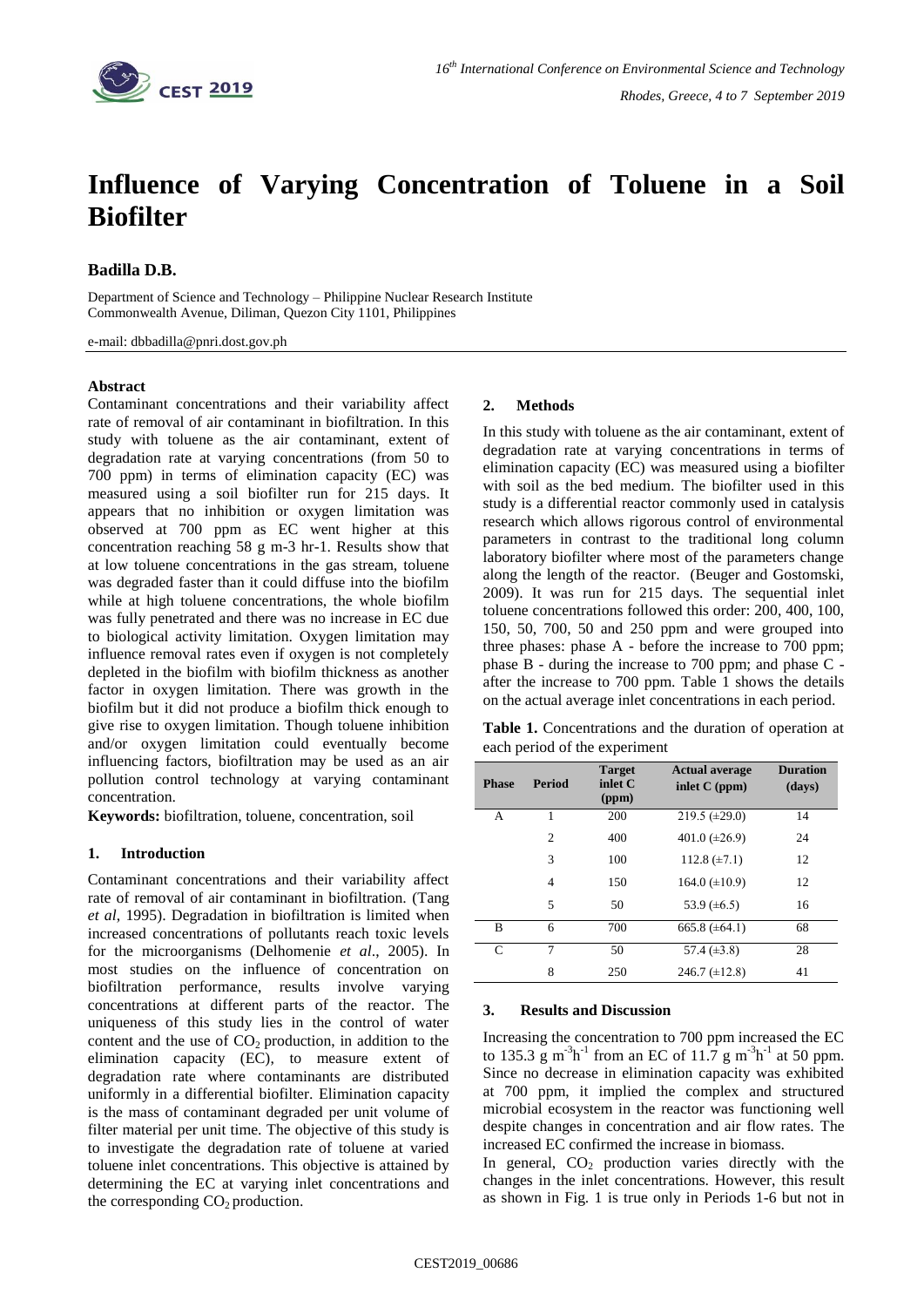# Influence of Varying Concentration of Toluene in a Soil Biofilter

**Badilla D.B.**

Department of Science and Technology – Philippine Nuclear Research Institute
Commonwealth Avenue, Diliman, Quezon City 1101, Philippines

e-mail: dbbadilla@pnri.dost.gov.ph

### Abstract

Contaminant concentrations and their variability affect rate of removal of air contaminant in biofiltration. In this study with toluene as the air contaminant, extent of degradation rate at varying concentrations (from 50 to 700 ppm) in terms of elimination capacity (EC) was measured using a soil biofilter run for 215 days. It appears that no inhibition or oxygen limitation was observed at 700 ppm as EC went higher at this concentration reaching 58 g m-3 hr-1. Results show that at low toluene concentrations in the gas stream, toluene was degraded faster than it could diffuse into the biofilm while at high toluene concentrations, the whole biofilm was fully penetrated and there was no increase in EC due to biological activity limitation. Oxygen limitation may influence removal rates even if oxygen is not completely depleted in the biofilm with biofilm thickness as another factor in oxygen limitation. There was growth in the biofilm but it did not produce a biofilm thick enough to give rise to oxygen limitation. Though toluene inhibition and/or oxygen limitation could eventually become influencing factors, biofiltration may be used as an air pollution control technology at varying contaminant concentration.

**Keywords:** biofiltration, toluene, concentration, soil

## 1. Introduction

Contaminant concentrations and their variability affect rate of removal of air contaminant in biofiltration. (Tang *et al*, 1995). Degradation in biofiltration is limited when increased concentrations of pollutants reach toxic levels for the microorganisms (Delhomenie *et al*., 2005). In most studies on the influence of concentration on biofiltration performance, results involve varying concentrations at different parts of the reactor. The uniqueness of this study lies in the control of water content and the use of $CO_2$ production, in addition to the elimination capacity (EC), to measure extent of degradation rate where contaminants are distributed uniformly in a differential biofilter. Elimination capacity is the mass of contaminant degraded per unit volume of filter material per unit time. The objective of this study is to investigate the degradation rate of toluene at varied toluene inlet concentrations. This objective is attained by determining the EC at varying inlet concentrations and the corresponding $CO_2$ production.

## 2. Methods

In this study with toluene as the air contaminant, extent of degradation rate at varying concentrations in terms of elimination capacity (EC) was measured using a biofilter with soil as the bed medium. The biofilter used in this study is a differential reactor commonly used in catalysis research which allows rigorous control of environmental parameters in contrast to the traditional long column laboratory biofilter where most of the parameters change along the length of the reactor. (Beuger and Gostomski, 2009). It was run for 215 days. The sequential inlet toluene concentrations followed this order: 200, 400, 100, 150, 50, 700, 50 and 250 ppm and were grouped into three phases: phase A - before the increase to 700 ppm; phase B - during the increase to 700 ppm; and phase C - after the increase to 700 ppm. Table 1 shows the details on the actual average inlet concentrations in each period.

**Table 1.** Concentrations and the duration of operation at each period of the experiment

| Phase | Period | Target inlet C (ppm) | Actual average inlet C (ppm) | Duration (days) |
|---|---|---|---|---|
| A | 1 | 200 | 219.5 (±29.0) | 14 |
| | 2 | 400 | 401.0 (±26.9) | 24 |
| | 3 | 100 | 112.8 (±7.1) | 12 |
| | 4 | 150 | 164.0 (±10.9) | 12 |
| | 5 | 50 | 53.9 (±6.5) | 16 |
| B | 6 | 700 | 665.8 (±64.1) | 68 |
| C | 7 | 50 | 57.4 (±3.8) | 28 |
| | 8 | 250 | 246.7 (±12.8) | 41 |

## 3. Results and Discussion

Increasing the concentration to 700 ppm increased the EC to 135.3 g $m^{-3}h^{-1}$ from an EC of 11.7 g $m^{-3}h^{-1}$ at 50 ppm. Since no decrease in elimination capacity was exhibited at 700 ppm, it implied the complex and structured microbial ecosystem in the reactor was functioning well despite changes in concentration and air flow rates. The increased EC confirmed the increase in biomass.

In general, $CO_2$ production varies directly with the changes in the inlet concentrations. However, this result as shown in Fig. 1 is true only in Periods 1-6 but not in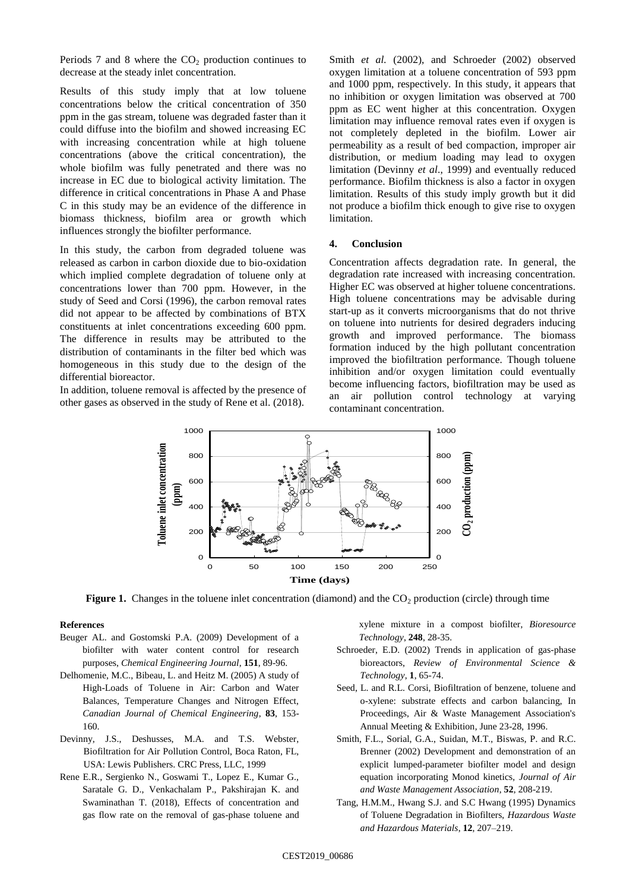Periods 7 and 8 where the $CO_2$ production continues to decrease at the steady inlet concentration.

Results of this study imply that at low toluene concentrations below the critical concentration of 350 ppm in the gas stream, toluene was degraded faster than it could diffuse into the biofilm and showed increasing EC with increasing concentration while at high toluene concentrations (above the critical concentration), the whole biofilm was fully penetrated and there was no increase in EC due to biological activity limitation. The difference in critical concentrations in Phase A and Phase C in this study may be an evidence of the difference in biomass thickness, biofilm area or growth which influences strongly the biofilter performance.

In this study, the carbon from degraded toluene was released as carbon in carbon dioxide due to bio-oxidation which implied complete degradation of toluene only at concentrations lower than 700 ppm. However, in the study of Seed and Corsi (1996), the carbon removal rates did not appear to be affected by combinations of BTX constituents at inlet concentrations exceeding 600 ppm. The difference in results may be attributed to the distribution of contaminants in the filter bed which was homogeneous in this study due to the design of the differential bioreactor.

In addition, toluene removal is affected by the presence of other gases as observed in the study of Rene et al. (2018).

Smith *et al.* (2002), and Schroeder (2002) observed oxygen limitation at a toluene concentration of 593 ppm and 1000 ppm, respectively. In this study, it appears that no inhibition or oxygen limitation was observed at 700 ppm as EC went higher at this concentration. Oxygen limitation may influence removal rates even if oxygen is not completely depleted in the biofilm. Lower air permeability as a result of bed compaction, improper air distribution, or medium loading may lead to oxygen limitation (Devinny *et al*., 1999) and eventually reduced performance. Biofilm thickness is also a factor in oxygen limitation. Results of this study imply growth but it did not produce a biofilm thick enough to give rise to oxygen limitation.

## 4. Conclusion

Concentration affects degradation rate. In general, the degradation rate increased with increasing concentration. Higher EC was observed at higher toluene concentrations. High toluene concentrations may be advisable during start-up as it converts microorganisms that do not thrive on toluene into nutrients for desired degraders inducing growth and improved performance. The biomass formation induced by the high pollutant concentration improved the biofiltration performance. Though toluene inhibition and/or oxygen limitation could eventually become influencing factors, biofiltration may be used as an air pollution control technology at varying contaminant concentration.

Toluene inlet concentration (ppm)

$CO_2$ production (ppm)

0
200
400
600
800
1000

0
50
100
150
200
250

Time (days)

**Figure 1.** Changes in the toluene inlet concentration (diamond) and the $CO_2$ production (circle) through time

### References

Beuger AL. and Gostomski P.A. (2009) Development of a biofilter with water content control for research purposes, *Chemical Engineering Journal*, **151**, 89-96.

Delhomenie, M.C., Bibeau, L. and Heitz M. (2005) A study of High-Loads of Toluene in Air: Carbon and Water Balances, Temperature Changes and Nitrogen Effect, *Canadian Journal of Chemical Engineering*, **83**, 153-160.

Devinny, J.S., Deshusses, M.A. and T.S. Webster, Biofiltration for Air Pollution Control, Boca Raton, FL, USA: Lewis Publishers. CRC Press, LLC, 1999

Rene E.R., Sergienko N., Goswami T., Lopez E., Kumar G., Saratale G. D., Venkachalam P., Pakshirajan K. and Swaminathan T. (2018), Effects of concentration and gas flow rate on the removal of gas-phase toluene and xylene mixture in a compost biofilter, *Bioresource Technology*, **248**, 28-35.

Schroeder, E.D. (2002) Trends in application of gas-phase bioreactors, *Review of Environmental Science & Technology*, **1**, 65-74.

Seed, L. and R.L. Corsi, Biofiltration of benzene, toluene and o-xylene: substrate effects and carbon balancing, In Proceedings, Air & Waste Management Association's Annual Meeting & Exhibition, June 23-28, 1996.

Smith, F.L., Sorial, G.A., Suidan, M.T., Biswas, P. and R.C. Brenner (2002) Development and demonstration of an explicit lumped-parameter biofilter model and design equation incorporating Monod kinetics, *Journal of Air and Waste Management Association*, **52**, 208-219.

Tang, H.M.M., Hwang S.J. and S.C Hwang (1995) Dynamics of Toluene Degradation in Biofilters, *Hazardous Waste and Hazardous Materials*, **12**, 207–219.